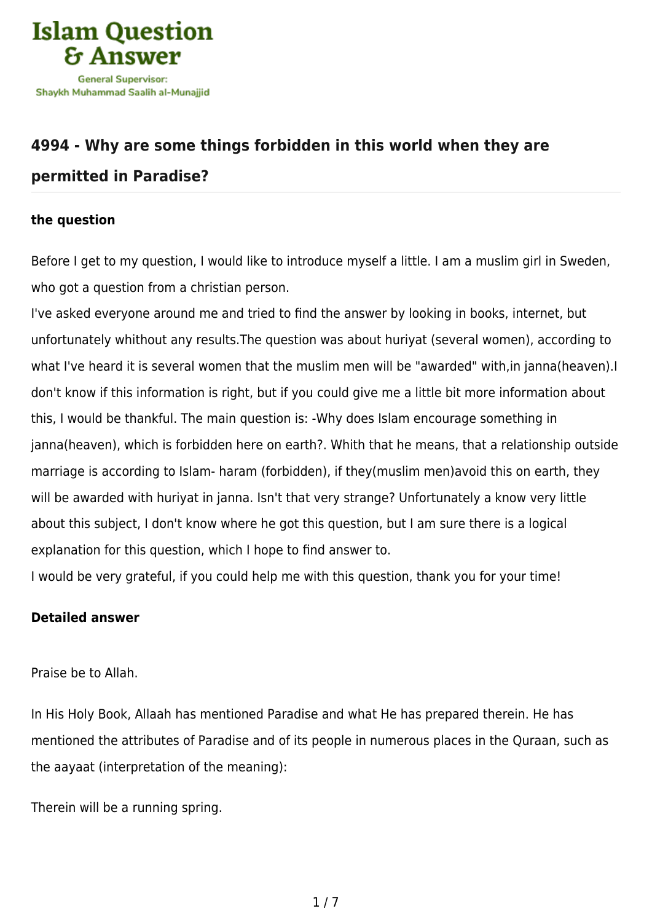Islam Question & Answer

General Supervisor: Shaykh Muhammad Saalih al-Munajjid

## 4994 - Why are some things forbidden in this world when they are permitted in Paradise?

### the question

Before I get to my question, I would like to introduce myself a little. I am a muslim girl in Sweden, who got a question from a christian person.
I've asked everyone around me and tried to find the answer by looking in books, internet, but unfortunately whithout any results.The question was about huriyat (several women), according to what I've heard it is several women that the muslim men will be "awarded" with,in janna(heaven).I don't know if this information is right, but if you could give me a little bit more information about this, I would be thankful. The main question is: -Why does Islam encourage something in janna(heaven), which is forbidden here on earth?. Whith that he means, that a relationship outside marriage is according to Islam- haram (forbidden), if they(muslim men)avoid this on earth, they will be awarded with huriyat in janna. Isn't that very strange? Unfortunately a know very little about this subject, I don't know where he got this question, but I am sure there is a logical explanation for this question, which I hope to find answer to.
I would be very grateful, if you could help me with this question, thank you for your time!

### Detailed answer

Praise be to Allah.

In His Holy Book, Allaah has mentioned Paradise and what He has prepared therein. He has mentioned the attributes of Paradise and of its people in numerous places in the Quraan, such as the aayaat (interpretation of the meaning):

Therein will be a running spring.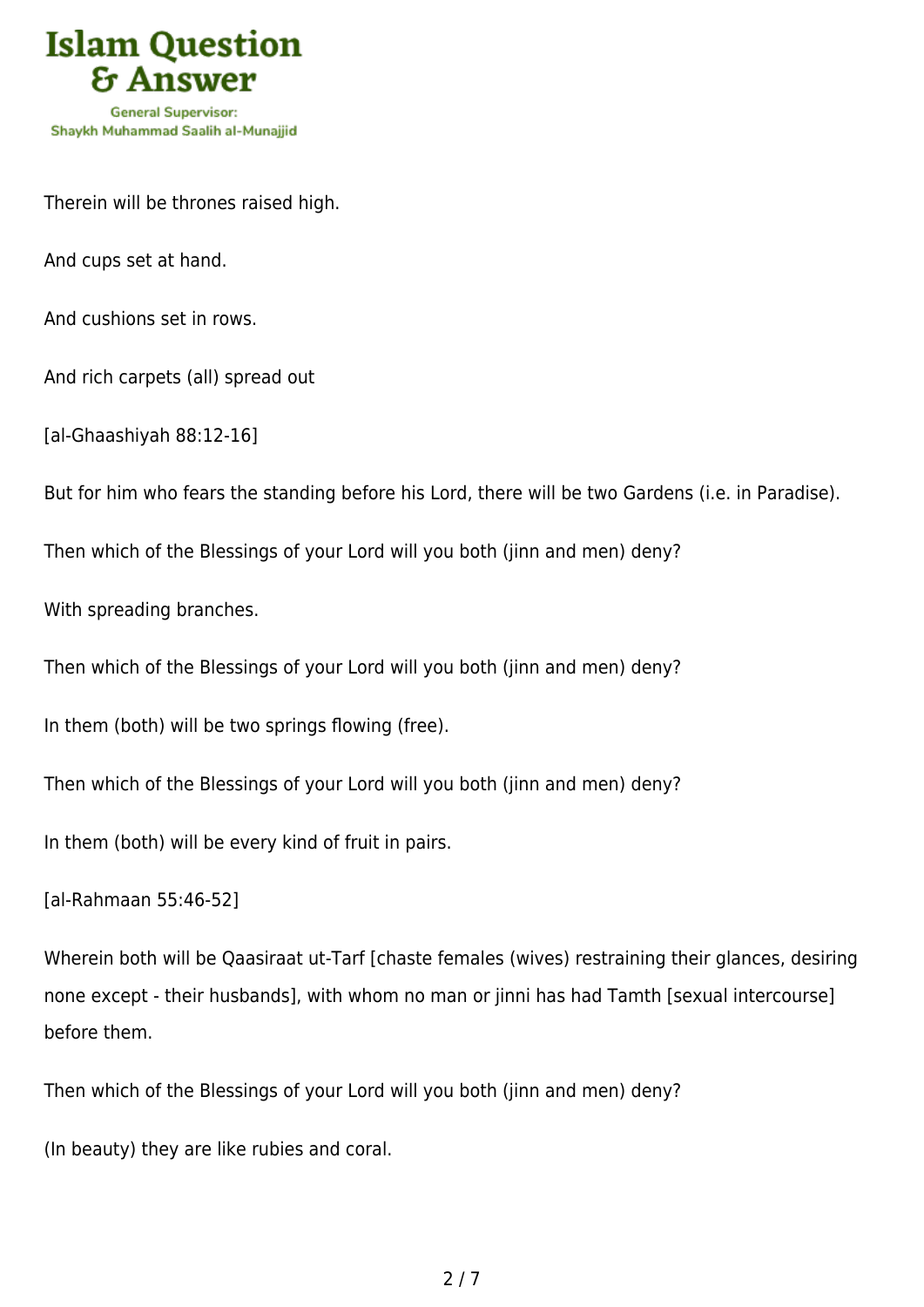Therein will be thrones raised high.

And cups set at hand.

And cushions set in rows.

And rich carpets (all) spread out

[al-Ghaashiyah 88:12-16]

But for him who fears the standing before his Lord, there will be two Gardens (i.e. in Paradise).

Then which of the Blessings of your Lord will you both (jinn and men) deny?

With spreading branches.

Then which of the Blessings of your Lord will you both (jinn and men) deny?

In them (both) will be two springs flowing (free).

Then which of the Blessings of your Lord will you both (jinn and men) deny?

In them (both) will be every kind of fruit in pairs.

[al-Rahmaan 55:46-52]

Wherein both will be Qaasiraat ut-Tarf [chaste females (wives) restraining their glances, desiring none except - their husbands], with whom no man or jinni has had Tamth [sexual intercourse] before them.

Then which of the Blessings of your Lord will you both (jinn and men) deny?

(In beauty) they are like rubies and coral.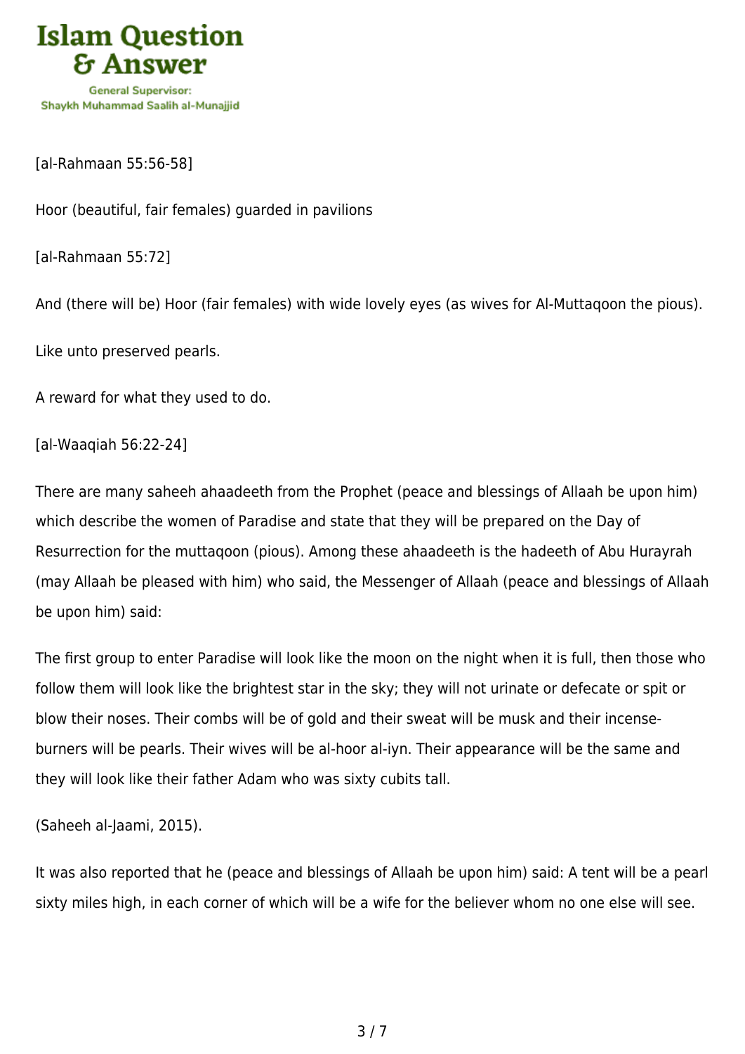[al-Rahmaan 55:56-58]

Hoor (beautiful, fair females) guarded in pavilions

[al-Rahmaan 55:72]

And (there will be) Hoor (fair females) with wide lovely eyes (as wives for Al-Muttaqoon the pious).

Like unto preserved pearls.

A reward for what they used to do.

[al-Waaqiah 56:22-24]

There are many saheeh ahaadeeth from the Prophet (peace and blessings of Allaah be upon him) which describe the women of Paradise and state that they will be prepared on the Day of Resurrection for the muttaqoon (pious). Among these ahaadeeth is the hadeeth of Abu Hurayrah (may Allaah be pleased with him) who said, the Messenger of Allaah (peace and blessings of Allaah be upon him) said:

The first group to enter Paradise will look like the moon on the night when it is full, then those who follow them will look like the brightest star in the sky; they will not urinate or defecate or spit or blow their noses. Their combs will be of gold and their sweat will be musk and their incense-burners will be pearls. Their wives will be al-hoor al-iyn. Their appearance will be the same and they will look like their father Adam who was sixty cubits tall.

(Saheeh al-Jaami, 2015).

It was also reported that he (peace and blessings of Allaah be upon him) said: A tent will be a pearl sixty miles high, in each corner of which will be a wife for the believer whom no one else will see.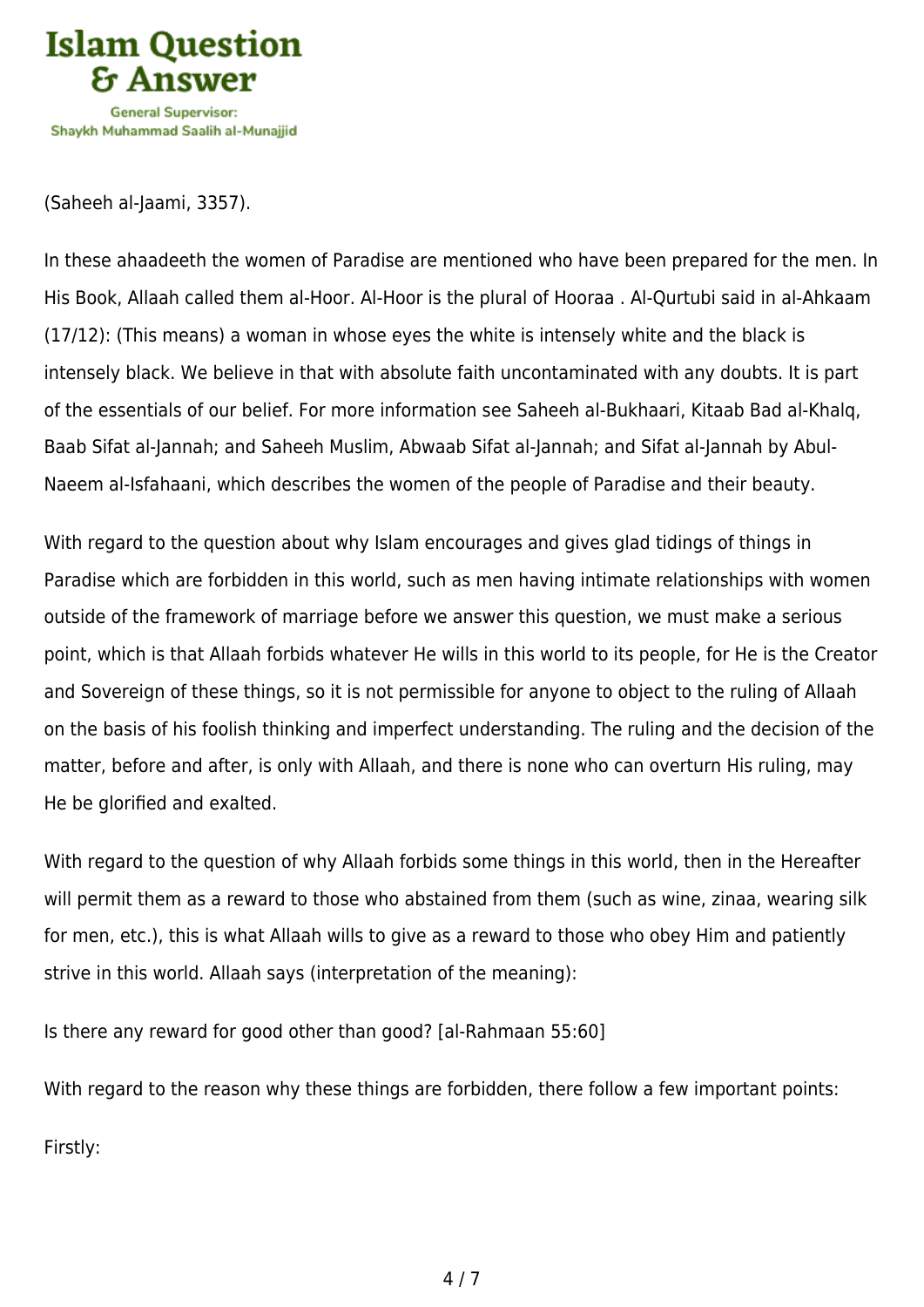(Saheeh al-Jaami, 3357).

In these ahaadeeth the women of Paradise are mentioned who have been prepared for the men. In His Book, Allaah called them al-Hoor. Al-Hoor is the plural of Hooraa . Al-Qurtubi said in al-Ahkaam (17/12): (This means) a woman in whose eyes the white is intensely white and the black is intensely black. We believe in that with absolute faith uncontaminated with any doubts. It is part of the essentials of our belief. For more information see Saheeh al-Bukhaari, Kitaab Bad al-Khalq, Baab Sifat al-Jannah; and Saheeh Muslim, Abwaab Sifat al-Jannah; and Sifat al-Jannah by Abul-Naeem al-Isfahaani, which describes the women of the people of Paradise and their beauty.

With regard to the question about why Islam encourages and gives glad tidings of things in Paradise which are forbidden in this world, such as men having intimate relationships with women outside of the framework of marriage before we answer this question, we must make a serious point, which is that Allaah forbids whatever He wills in this world to its people, for He is the Creator and Sovereign of these things, so it is not permissible for anyone to object to the ruling of Allaah on the basis of his foolish thinking and imperfect understanding. The ruling and the decision of the matter, before and after, is only with Allaah, and there is none who can overturn His ruling, may He be glorified and exalted.

With regard to the question of why Allaah forbids some things in this world, then in the Hereafter will permit them as a reward to those who abstained from them (such as wine, zinaa, wearing silk for men, etc.), this is what Allaah wills to give as a reward to those who obey Him and patiently strive in this world. Allaah says (interpretation of the meaning):

Is there any reward for good other than good? [al-Rahmaan 55:60]

With regard to the reason why these things are forbidden, there follow a few important points:

Firstly: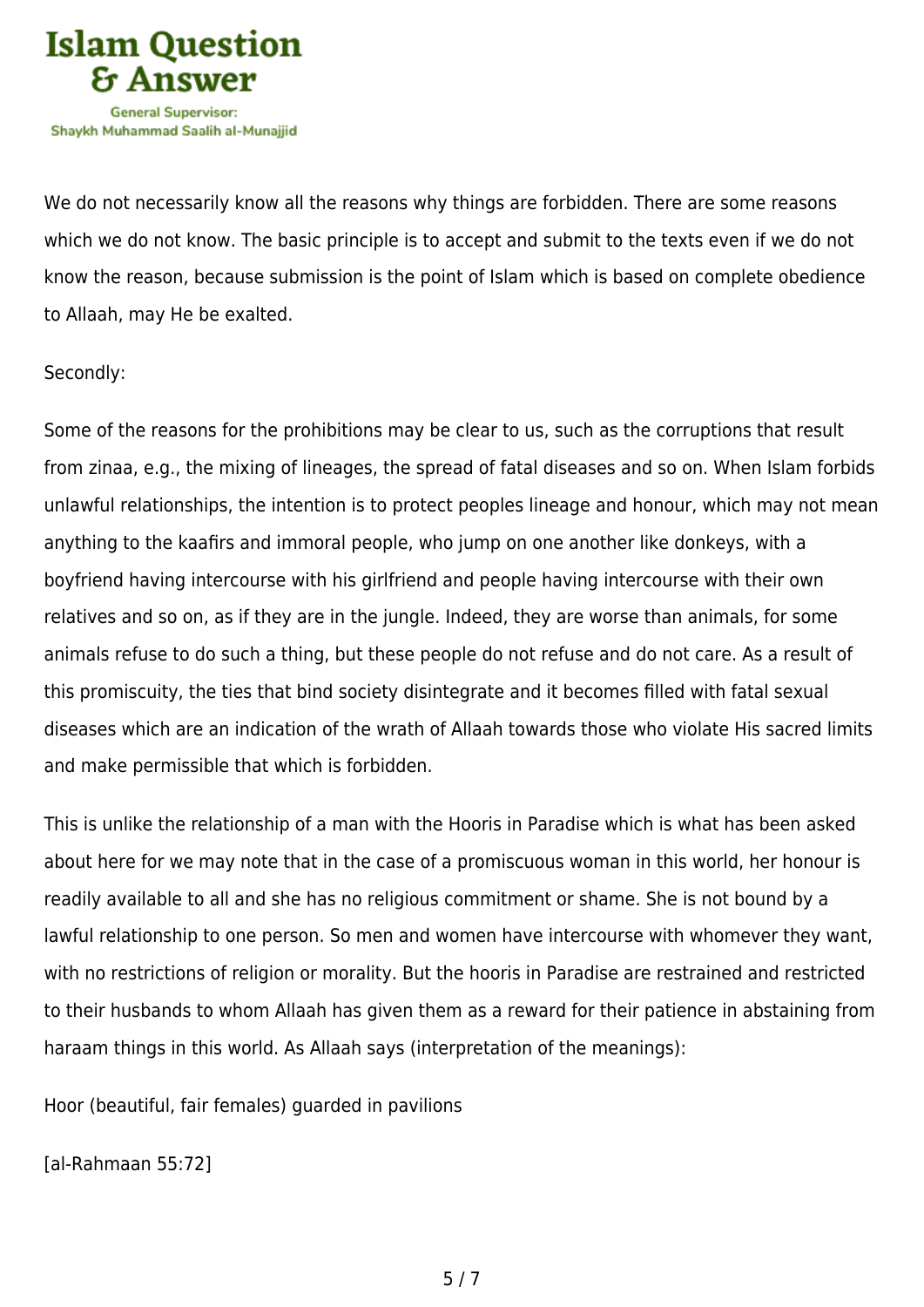We do not necessarily know all the reasons why things are forbidden. There are some reasons which we do not know. The basic principle is to accept and submit to the texts even if we do not know the reason, because submission is the point of Islam which is based on complete obedience to Allaah, may He be exalted.

Secondly:

Some of the reasons for the prohibitions may be clear to us, such as the corruptions that result from zinaa, e.g., the mixing of lineages, the spread of fatal diseases and so on. When Islam forbids unlawful relationships, the intention is to protect peoples lineage and honour, which may not mean anything to the kaafirs and immoral people, who jump on one another like donkeys, with a boyfriend having intercourse with his girlfriend and people having intercourse with their own relatives and so on, as if they are in the jungle. Indeed, they are worse than animals, for some animals refuse to do such a thing, but these people do not refuse and do not care. As a result of this promiscuity, the ties that bind society disintegrate and it becomes filled with fatal sexual diseases which are an indication of the wrath of Allaah towards those who violate His sacred limits and make permissible that which is forbidden.

This is unlike the relationship of a man with the Hooris in Paradise which is what has been asked about here for we may note that in the case of a promiscuous woman in this world, her honour is readily available to all and she has no religious commitment or shame. She is not bound by a lawful relationship to one person. So men and women have intercourse with whomever they want, with no restrictions of religion or morality. But the hooris in Paradise are restrained and restricted to their husbands to whom Allaah has given them as a reward for their patience in abstaining from haraam things in this world. As Allaah says (interpretation of the meanings):

Hoor (beautiful, fair females) guarded in pavilions

[al-Rahmaan 55:72]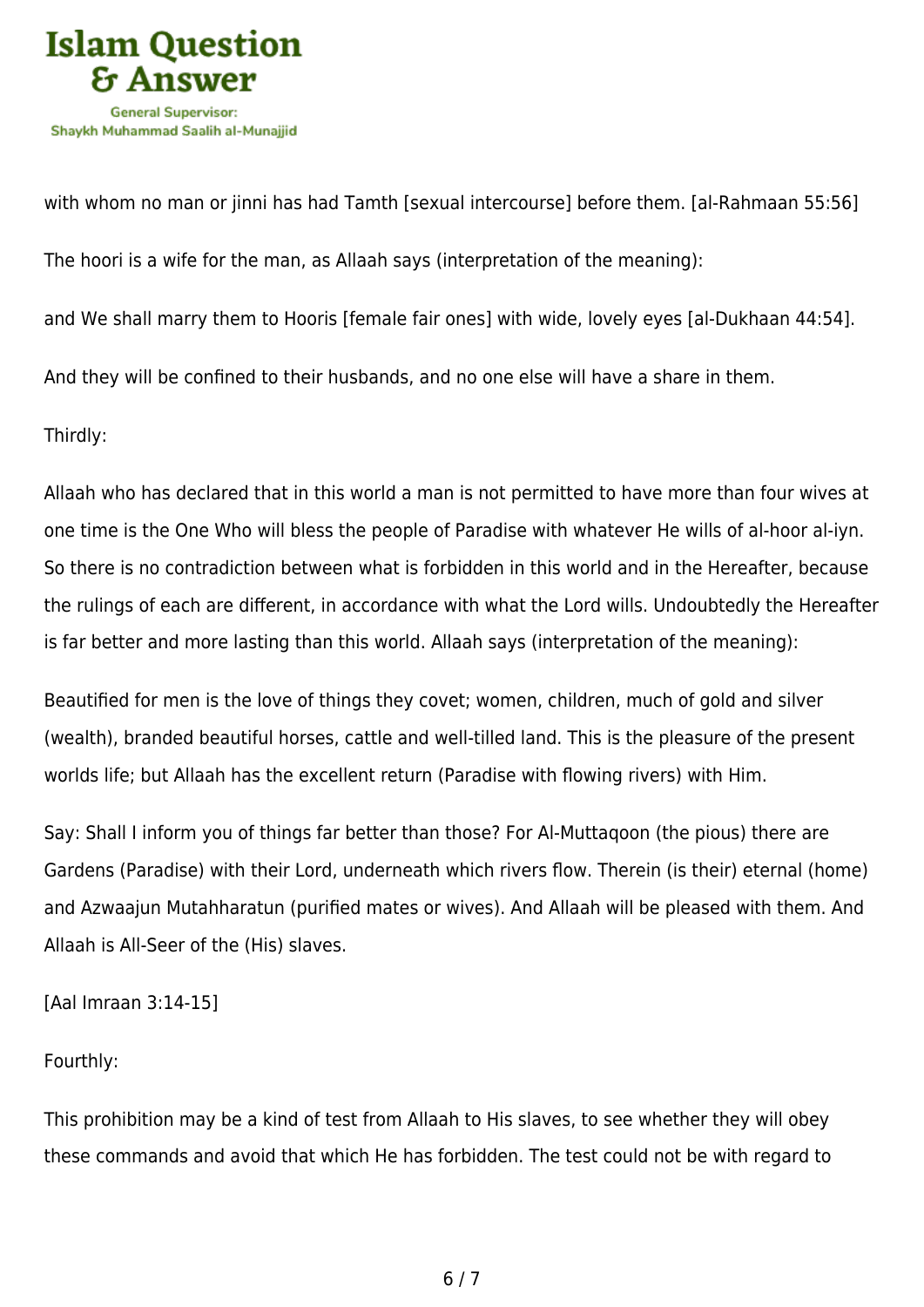with whom no man or jinni has had Tamth [sexual intercourse] before them. [al-Rahmaan 55:56]

The hoori is a wife for the man, as Allaah says (interpretation of the meaning):

and We shall marry them to Hooris [female fair ones] with wide, lovely eyes [al-Dukhaan 44:54].

And they will be confined to their husbands, and no one else will have a share in them.

Thirdly:

Allaah who has declared that in this world a man is not permitted to have more than four wives at one time is the One Who will bless the people of Paradise with whatever He wills of al-hoor al-iyn. So there is no contradiction between what is forbidden in this world and in the Hereafter, because the rulings of each are different, in accordance with what the Lord wills. Undoubtedly the Hereafter is far better and more lasting than this world. Allaah says (interpretation of the meaning):

Beautified for men is the love of things they covet; women, children, much of gold and silver (wealth), branded beautiful horses, cattle and well-tilled land. This is the pleasure of the present worlds life; but Allaah has the excellent return (Paradise with flowing rivers) with Him.

Say: Shall I inform you of things far better than those? For Al-Muttaqoon (the pious) there are Gardens (Paradise) with their Lord, underneath which rivers flow. Therein (is their) eternal (home) and Azwaajun Mutahharatun (purified mates or wives). And Allaah will be pleased with them. And Allaah is All-Seer of the (His) slaves.

[Aal Imraan 3:14-15]

Fourthly:

This prohibition may be a kind of test from Allaah to His slaves, to see whether they will obey these commands and avoid that which He has forbidden. The test could not be with regard to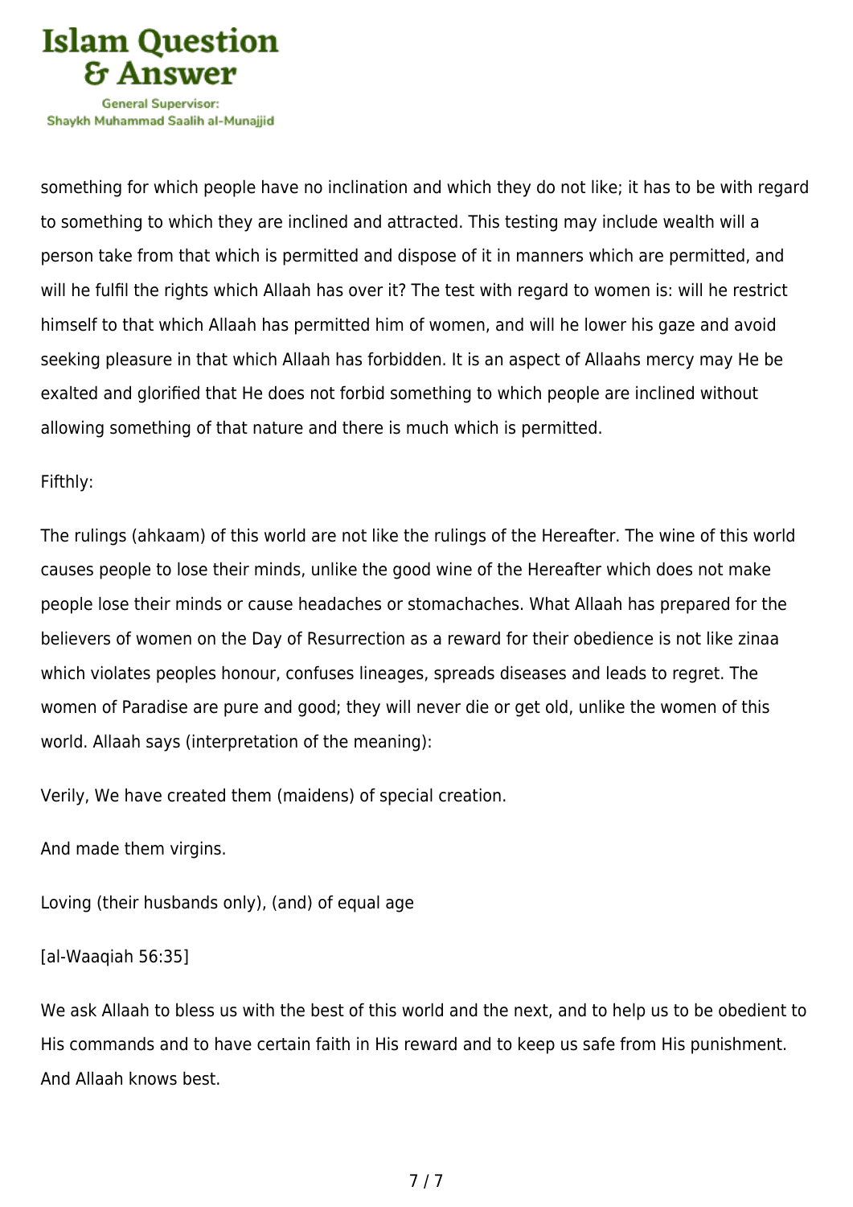something for which people have no inclination and which they do not like; it has to be with regard to something to which they are inclined and attracted. This testing may include wealth will a person take from that which is permitted and dispose of it in manners which are permitted, and will he fulfil the rights which Allaah has over it? The test with regard to women is: will he restrict himself to that which Allaah has permitted him of women, and will he lower his gaze and avoid seeking pleasure in that which Allaah has forbidden. It is an aspect of Allaahs mercy may He be exalted and glorified that He does not forbid something to which people are inclined without allowing something of that nature and there is much which is permitted.

Fifthly:

The rulings (ahkaam) of this world are not like the rulings of the Hereafter. The wine of this world causes people to lose their minds, unlike the good wine of the Hereafter which does not make people lose their minds or cause headaches or stomachaches. What Allaah has prepared for the believers of women on the Day of Resurrection as a reward for their obedience is not like zinaa which violates peoples honour, confuses lineages, spreads diseases and leads to regret. The women of Paradise are pure and good; they will never die or get old, unlike the women of this world. Allaah says (interpretation of the meaning):

Verily, We have created them (maidens) of special creation.

And made them virgins.

Loving (their husbands only), (and) of equal age

[al-Waaqiah 56:35]

We ask Allaah to bless us with the best of this world and the next, and to help us to be obedient to His commands and to have certain faith in His reward and to keep us safe from His punishment. And Allaah knows best.